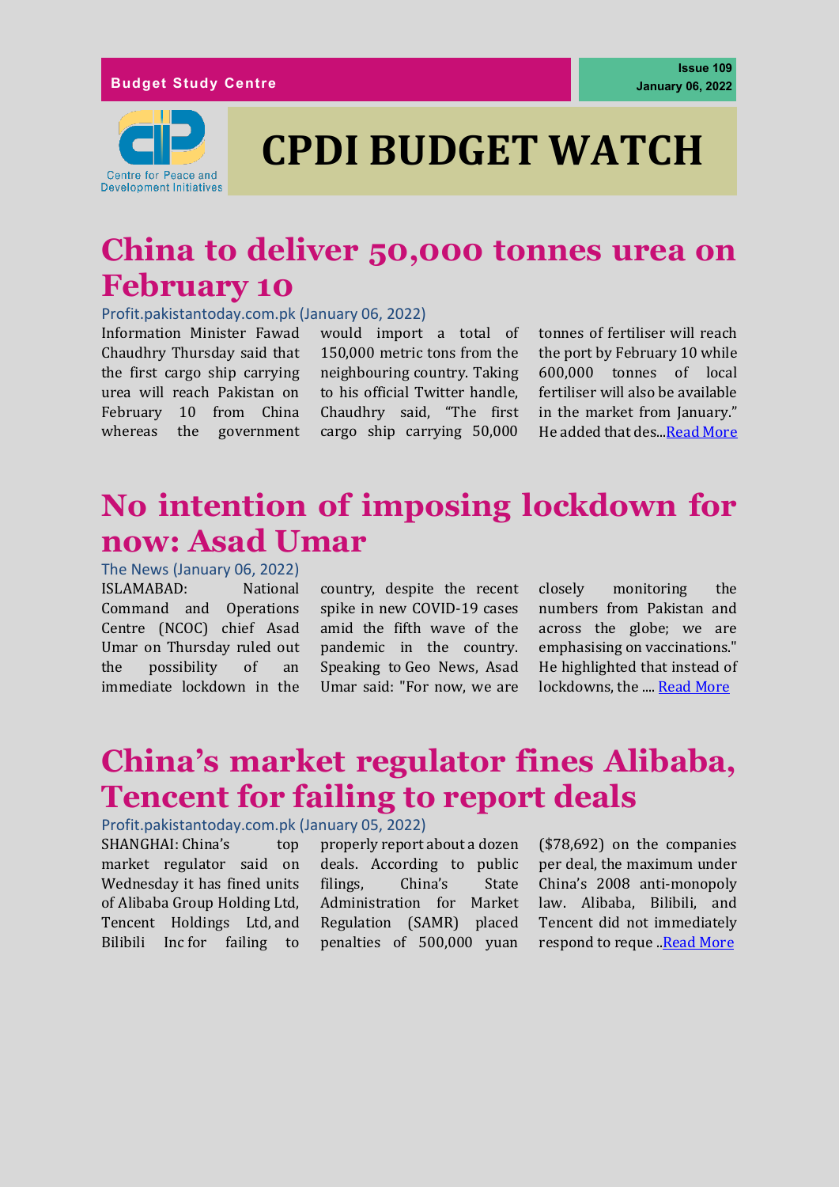Budget Study Centre

Issue 109
January 06, 2022

Centre for Peace and Development Initiatives

# CPDI BUDGET WATCH

## China to deliver 50,000 tonnes urea on February 10

Profit.pakistantoday.com.pk (January 06, 2022)

Information Minister Fawad Chaudhry Thursday said that the first cargo ship carrying urea will reach Pakistan on February 10 from China whereas the government would import a total of 150,000 metric tons from the neighbouring country. Taking to his official Twitter handle, Chaudhry said, "The first cargo ship carrying 50,000 tonnes of fertiliser will reach the port by February 10 while 600,000 tonnes of local fertiliser will also be available in the market from January." He added that des...Read More

## No intention of imposing lockdown for now: Asad Umar

The News (January 06, 2022)

ISLAMABAD: National Command and Operations Centre (NCOC) chief Asad Umar on Thursday ruled out the possibility of an immediate lockdown in the country, despite the recent spike in new COVID-19 cases amid the fifth wave of the pandemic in the country. Speaking to Geo News, Asad Umar said: "For now, we are closely monitoring the numbers from Pakistan and across the globe; we are emphasising on vaccinations." He highlighted that instead of lockdowns, the .... Read More

## China's market regulator fines Alibaba, Tencent for failing to report deals

Profit.pakistantoday.com.pk (January 05, 2022)

SHANGHAI: China's top market regulator said on Wednesday it has fined units of Alibaba Group Holding Ltd, Tencent Holdings Ltd, and Bilibili Inc for failing to properly report about a dozen deals. According to public filings, China's State Administration for Market Regulation (SAMR) placed penalties of 500,000 yuan ($78,692) on the companies per deal, the maximum under China's 2008 anti-monopoly law. Alibaba, Bilibili, and Tencent did not immediately respond to reque ..Read More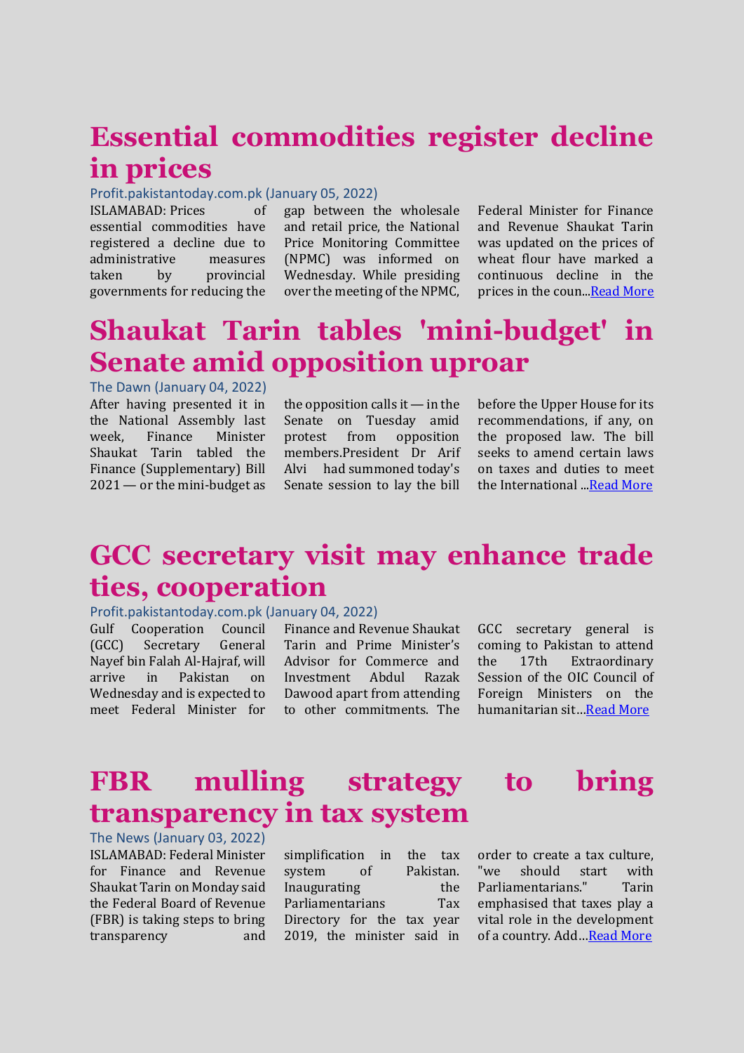# Essential commodities register decline in prices

Profit.pakistantoday.com.pk (January 05, 2022)

ISLAMABAD: Prices of essential commodities have registered a decline due to administrative measures taken by provincial governments for reducing the gap between the wholesale and retail price, the National Price Monitoring Committee (NPMC) was informed on Wednesday. While presiding over the meeting of the NPMC, Federal Minister for Finance and Revenue Shaukat Tarin was updated on the prices of wheat flour have marked a continuous decline in the prices in the coun...[Read More]

# Shaukat Tarin tables 'mini-budget' in Senate amid opposition uproar

The Dawn (January 04, 2022)

After having presented it in the National Assembly last week, Finance Minister Shaukat Tarin tabled the Finance (Supplementary) Bill 2021 — or the mini-budget as the opposition calls it — in the Senate on Tuesday amid protest from opposition members.President Dr Arif Alvi had summoned today's Senate session to lay the bill before the Upper House for its recommendations, if any, on the proposed law. The bill seeks to amend certain laws on taxes and duties to meet the International ...[Read More]

# GCC secretary visit may enhance trade ties, cooperation

Profit.pakistantoday.com.pk (January 04, 2022)

Gulf Cooperation Council (GCC) Secretary General Nayef bin Falah Al-Hajraf, will arrive in Pakistan on Wednesday and is expected to meet Federal Minister for Finance and Revenue Shaukat Tarin and Prime Minister's Advisor for Commerce and Investment Abdul Razak Dawood apart from attending to other commitments. The GCC secretary general is coming to Pakistan to attend the 17th Extraordinary Session of the OIC Council of Foreign Ministers on the humanitarian sit...[Read More]

# FBR mulling strategy to bring transparency in tax system

The News (January 03, 2022)

ISLAMABAD: Federal Minister for Finance and Revenue Shaukat Tarin on Monday said the Federal Board of Revenue (FBR) is taking steps to bring transparency and simplification in the tax system of Pakistan. Inaugurating the Parliamentarians Tax Directory for the tax year 2019, the minister said in order to create a tax culture, "we should start with Parliamentarians." Tarin emphasised that taxes play a vital role in the development of a country. Add...[Read More]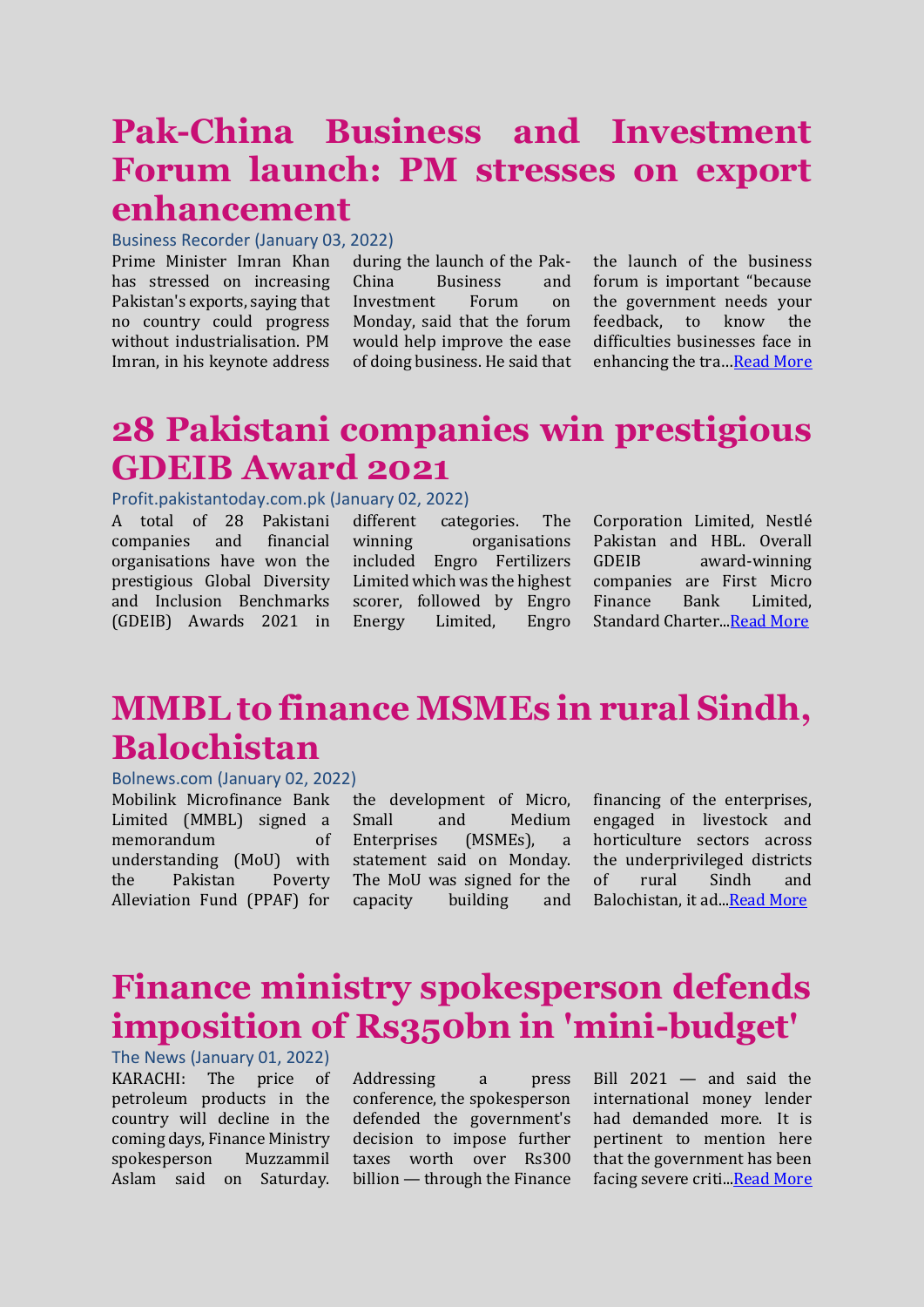# Pak-China Business and Investment Forum launch: PM stresses on export enhancement

Business Recorder (January 03, 2022)

Prime Minister Imran Khan has stressed on increasing Pakistan's exports, saying that no country could progress without industrialisation. PM Imran, in his keynote address during the launch of the Pak-China Business and Investment Forum on Monday, said that the forum would help improve the ease of doing business. He said that the launch of the business forum is important "because the government needs your feedback, to know the difficulties businesses face in enhancing the tra...Read More

# 28 Pakistani companies win prestigious GDEIB Award 2021

Profit.pakistantoday.com.pk (January 02, 2022)

A total of 28 Pakistani companies and financial organisations have won the prestigious Global Diversity and Inclusion Benchmarks (GDEIB) Awards 2021 in different categories. The winning organisations included Engro Fertilizers Limited which was the highest scorer, followed by Engro Energy Limited, Engro Corporation Limited, Nestlé Pakistan and HBL. Overall GDEIB award-winning companies are First Micro Finance Bank Limited, Standard Charter...Read More

# MMBL to finance MSMEs in rural Sindh, Balochistan

Bolnews.com (January 02, 2022)

Mobilink Microfinance Bank Limited (MMBL) signed a memorandum of understanding (MoU) with the Pakistan Poverty Alleviation Fund (PPAF) for the development of Micro, Small and Medium Enterprises (MSMEs), a statement said on Monday. The MoU was signed for the capacity building and financing of the enterprises, engaged in livestock and horticulture sectors across the underprivileged districts of rural Sindh and Balochistan, it ad...Read More

# Finance ministry spokesperson defends imposition of Rs350bn in 'mini-budget'

The News (January 01, 2022)

KARACHI: The price of petroleum products in the country will decline in the coming days, Finance Ministry spokesperson Muzzammil Aslam said on Saturday. Addressing a press conference, the spokesperson defended the government's decision to impose further taxes worth over Rs300 billion — through the Finance Bill 2021 — and said the international money lender had demanded more. It is pertinent to mention here that the government has been facing severe criti...Read More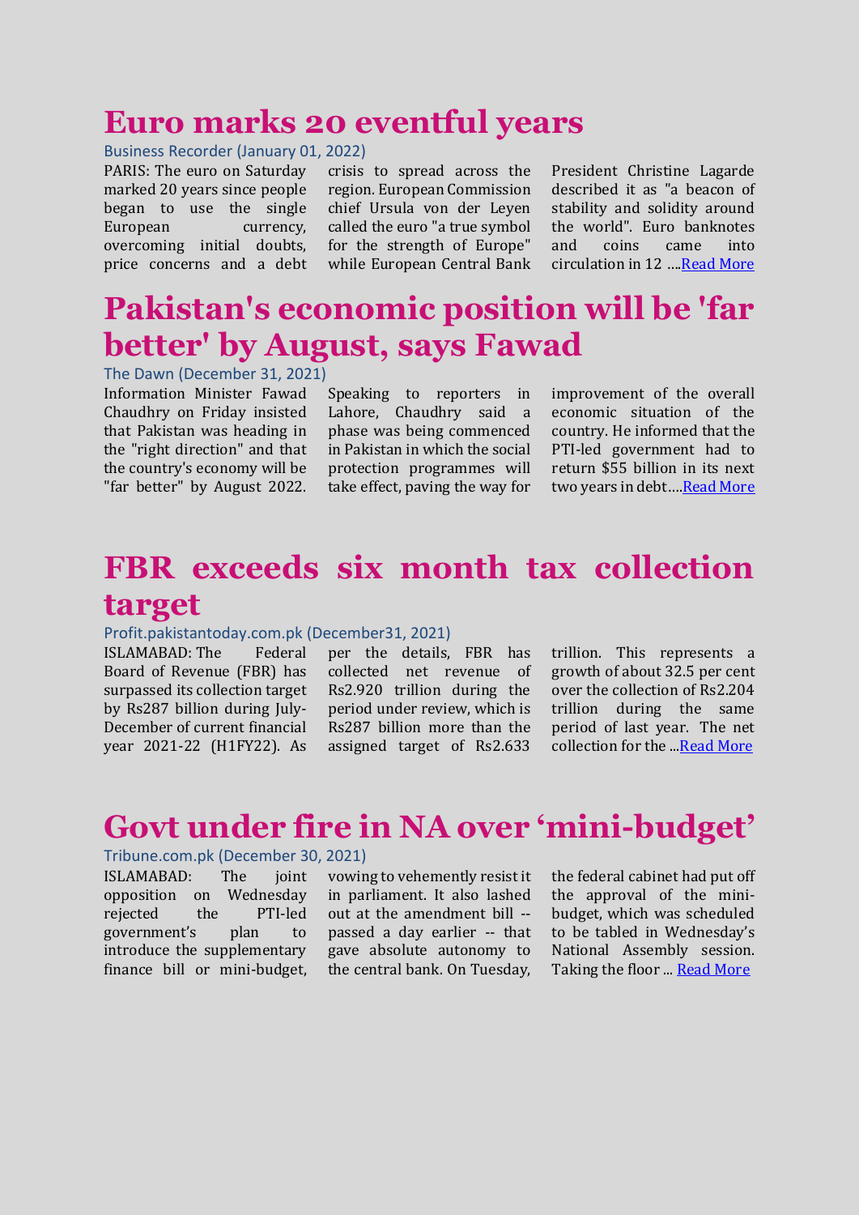# Euro marks 20 eventful years

Business Recorder (January 01, 2022)

PARIS: The euro on Saturday marked 20 years since people began to use the single European currency, overcoming initial doubts, price concerns and a debt crisis to spread across the region. European Commission chief Ursula von der Leyen called the euro "a true symbol for the strength of Europe" while European Central Bank President Christine Lagarde described it as "a beacon of stability and solidity around the world". Euro banknotes and coins came into circulation in 12 ....Read More

# Pakistan's economic position will be 'far better' by August, says Fawad

The Dawn (December 31, 2021)

Information Minister Fawad Chaudhry on Friday insisted that Pakistan was heading in the "right direction" and that the country's economy will be "far better" by August 2022. Speaking to reporters in Lahore, Chaudhry said a phase was being commenced in Pakistan in which the social protection programmes will take effect, paving the way for improvement of the overall economic situation of the country. He informed that the PTI-led government had to return $55 billion in its next two years in debt….Read More

# FBR exceeds six month tax collection target

Profit.pakistantoday.com.pk (December31, 2021)

ISLAMABAD: The Federal Board of Revenue (FBR) has surpassed its collection target by Rs287 billion during July-December of current financial year 2021-22 (H1FY22). As per the details, FBR has collected net revenue of Rs2.920 trillion during the period under review, which is Rs287 billion more than the assigned target of Rs2.633 trillion. This represents a growth of about 32.5 per cent over the collection of Rs2.204 trillion during the same period of last year. The net collection for the ...Read More

# Govt under fire in NA over 'mini-budget'

Tribune.com.pk (December 30, 2021)

ISLAMABAD: The joint opposition on Wednesday rejected the PTI-led government's plan to introduce the supplementary finance bill or mini-budget, vowing to vehemently resist it in parliament. It also lashed out at the amendment bill -- passed a day earlier -- that gave absolute autonomy to the central bank. On Tuesday, the federal cabinet had put off the approval of the mini-budget, which was scheduled to be tabled in Wednesday's National Assembly session. Taking the floor ... Read More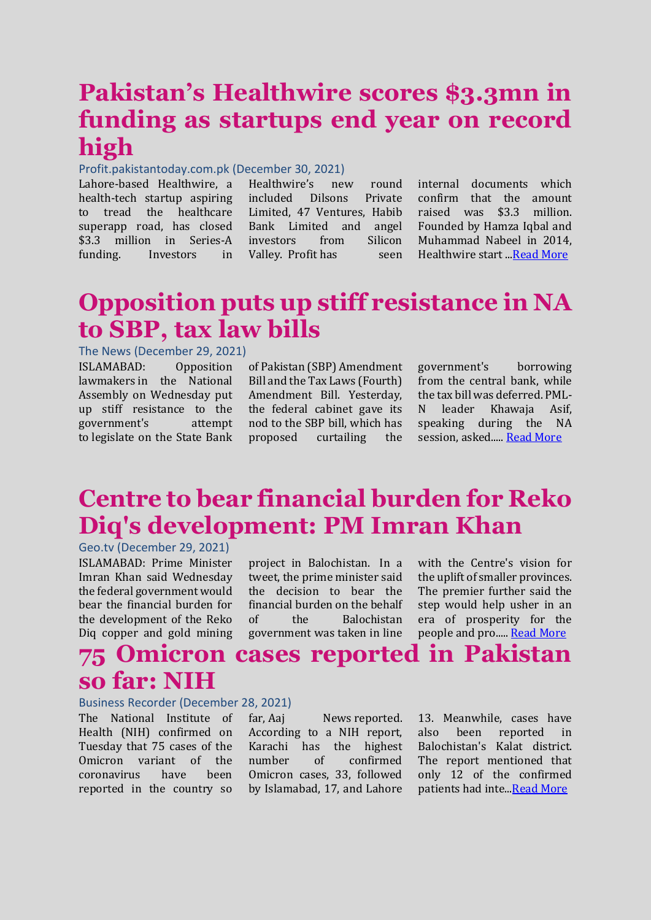# Pakistan's Healthwire scores $3.3mn in funding as startups end year on record high

Profit.pakistantoday.com.pk (December 30, 2021)

Lahore-based Healthwire, a health-tech startup aspiring to tread the healthcare superapp road, has closed $3.3 million in Series-A funding. Investors in Healthwire's new round included Dilsons Private Limited, 47 Ventures, Habib Bank Limited and angel investors from Silicon Valley. Profit has seen internal documents which confirm that the amount raised was $3.3 million. Founded by Hamza Iqbal and Muhammad Nabeel in 2014, Healthwire start ...Read More

# Opposition puts up stiff resistance in NA to SBP, tax law bills

The News (December 29, 2021)

ISLAMABAD: Opposition lawmakers in the National Assembly on Wednesday put up stiff resistance to the government's attempt to legislate on the State Bank of Pakistan (SBP) Amendment Bill and the Tax Laws (Fourth) Amendment Bill. Yesterday, the federal cabinet gave its nod to the SBP bill, which has proposed curtailing the government's borrowing from the central bank, while the tax bill was deferred. PML-N leader Khawaja Asif, speaking during the NA session, asked..... Read More

# Centre to bear financial burden for Reko Diq's development: PM Imran Khan

Geo.tv (December 29, 2021)

ISLAMABAD: Prime Minister Imran Khan said Wednesday the federal government would bear the financial burden for the development of the Reko Diq copper and gold mining project in Balochistan. In a tweet, the prime minister said the decision to bear the financial burden on the behalf of the Balochistan government was taken in line with the Centre's vision for the uplift of smaller provinces. The premier further said the step would help usher in an era of prosperity for the people and pro..... Read More

# 75 Omicron cases reported in Pakistan so far: NIH

Business Recorder (December 28, 2021)

The National Institute of Health (NIH) confirmed on Tuesday that 75 cases of the Omicron variant of the coronavirus have been reported in the country so far, Aaj News reported. According to a NIH report, Karachi has the highest number of confirmed Omicron cases, 33, followed by Islamabad, 17, and Lahore 13. Meanwhile, cases have also been reported in Balochistan's Kalat district. The report mentioned that only 12 of the confirmed patients had inte...Read More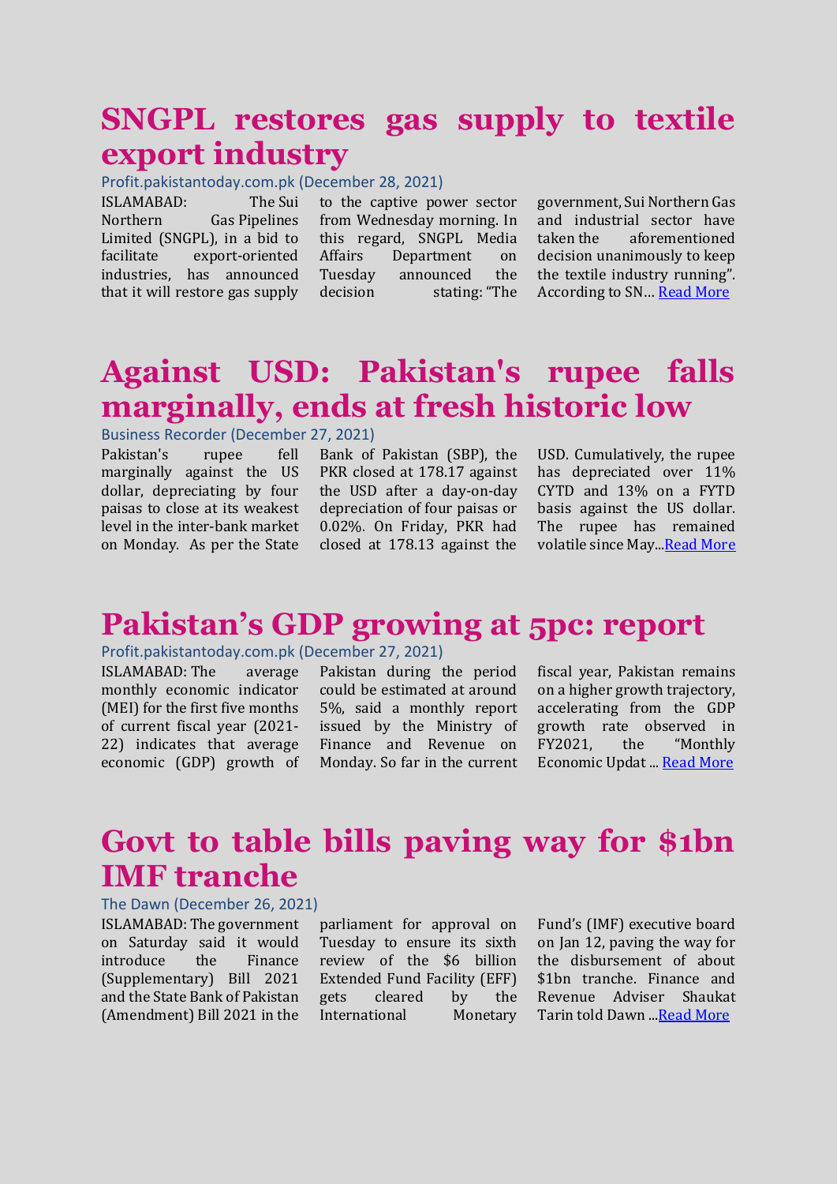# SNGPL restores gas supply to textile export industry

Profit.pakistantoday.com.pk (December 28, 2021)

ISLAMABAD: The Sui Northern Gas Pipelines Limited (SNGPL), in a bid to facilitate export-oriented industries, has announced that it will restore gas supply to the captive power sector from Wednesday morning. In this regard, SNGPL Media Affairs Department on Tuesday announced the decision stating: "The government, Sui Northern Gas and industrial sector have taken the aforementioned decision unanimously to keep the textile industry running". According to SN... Read More

# Against USD: Pakistan's rupee falls marginally, ends at fresh historic low

Business Recorder (December 27, 2021)

Pakistan's rupee fell marginally against the US dollar, depreciating by four paisas to close at its weakest level in the inter-bank market on Monday. As per the State Bank of Pakistan (SBP), the PKR closed at 178.17 against the USD after a day-on-day depreciation of four paisas or 0.02%. On Friday, PKR had closed at 178.13 against the USD. Cumulatively, the rupee has depreciated over 11% CYTD and 13% on a FYTD basis against the US dollar. The rupee has remained volatile since May...Read More

# Pakistan's GDP growing at 5pc: report

Profit.pakistantoday.com.pk (December 27, 2021)

ISLAMABAD: The average monthly economic indicator (MEI) for the first five months of current fiscal year (2021-22) indicates that average economic (GDP) growth of Pakistan during the period could be estimated at around 5%, said a monthly report issued by the Ministry of Finance and Revenue on Monday. So far in the current fiscal year, Pakistan remains on a higher growth trajectory, accelerating from the GDP growth rate observed in FY2021, the "Monthly Economic Updat ... Read More

# Govt to table bills paving way for $1bn IMF tranche

The Dawn (December 26, 2021)

ISLAMABAD: The government on Saturday said it would introduce the Finance (Supplementary) Bill 2021 and the State Bank of Pakistan (Amendment) Bill 2021 in the parliament for approval on Tuesday to ensure its sixth review of the $6 billion Extended Fund Facility (EFF) gets cleared by the International Monetary Fund's (IMF) executive board on Jan 12, paving the way for the disbursement of about $1bn tranche. Finance and Revenue Adviser Shaukat Tarin told Dawn ...Read More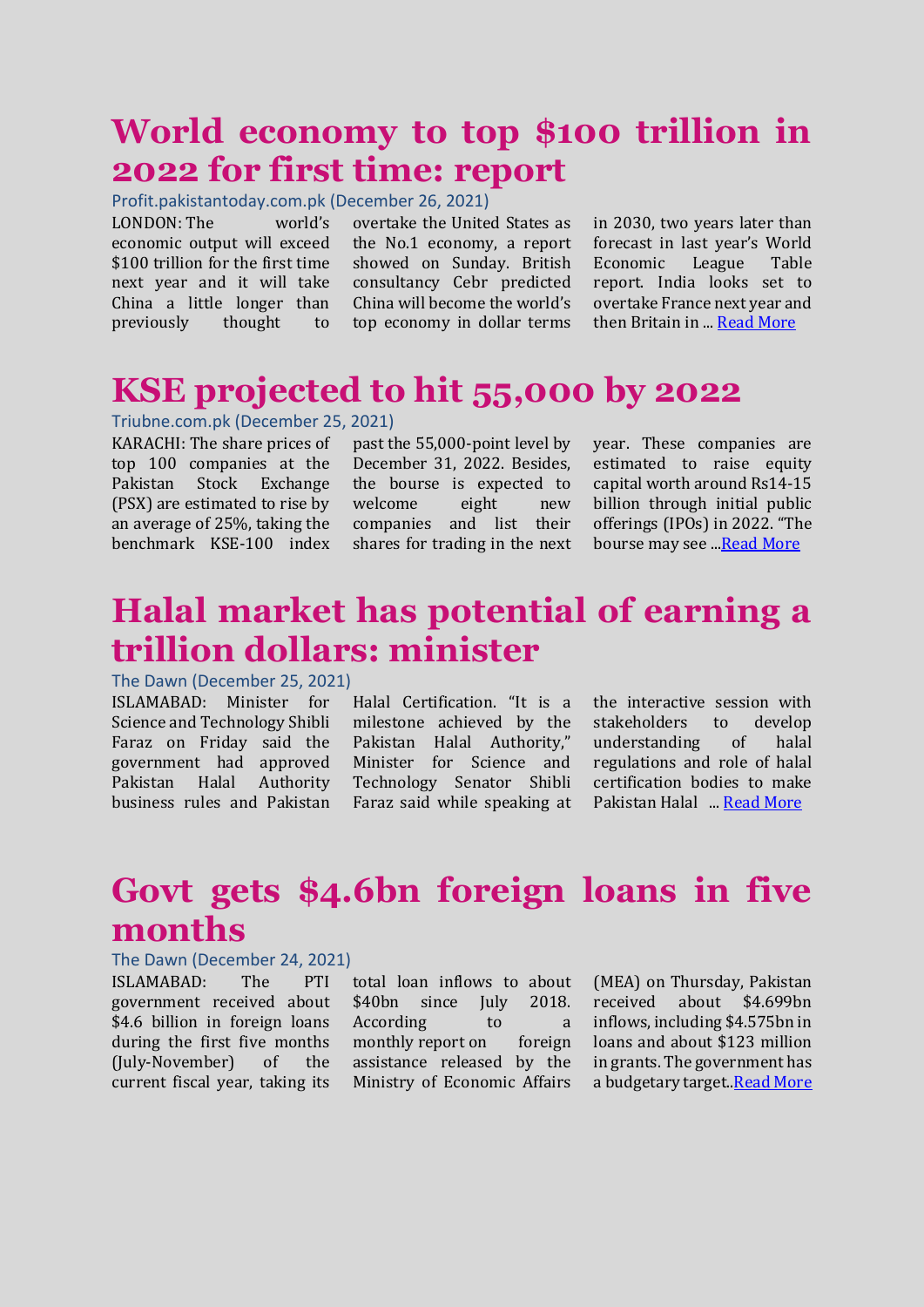# World economy to top $100 trillion in 2022 for first time: report

Profit.pakistantoday.com.pk (December 26, 2021)

LONDON: The world's economic output will exceed $100 trillion for the first time next year and it will take China a little longer than previously thought to overtake the United States as the No.1 economy, a report showed on Sunday. British consultancy Cebr predicted China will become the world's top economy in dollar terms in 2030, two years later than forecast in last year's World Economic League Table report. India looks set to overtake France next year and then Britain in ... [Read More]

# KSE projected to hit 55,000 by 2022

Triubne.com.pk (December 25, 2021)

KARACHI: The share prices of top 100 companies at the Pakistan Stock Exchange (PSX) are estimated to rise by an average of 25%, taking the benchmark KSE-100 index past the 55,000-point level by December 31, 2022. Besides, the bourse is expected to welcome eight new companies and list their shares for trading in the next year. These companies are estimated to raise equity capital worth around Rs14-15 billion through initial public offerings (IPOs) in 2022. "The bourse may see ...[Read More]

# Halal market has potential of earning a trillion dollars: minister

The Dawn (December 25, 2021)

ISLAMABAD: Minister for Science and Technology Shibli Faraz on Friday said the government had approved Pakistan Halal Authority business rules and Pakistan Halal Certification. "It is a milestone achieved by the Pakistan Halal Authority," Minister for Science and Technology Senator Shibli Faraz said while speaking at the interactive session with stakeholders to develop understanding of halal regulations and role of halal certification bodies to make Pakistan Halal ... [Read More]

# Govt gets $4.6bn foreign loans in five months

The Dawn (December 24, 2021)

ISLAMABAD: The PTI government received about $4.6 billion in foreign loans during the first five months (July-November) of the current fiscal year, taking its total loan inflows to about $40bn since July 2018. According to a monthly report on foreign assistance released by the Ministry of Economic Affairs (MEA) on Thursday, Pakistan received about $4.699bn inflows, including $4.575bn in loans and about $123 million in grants. The government has a budgetary target..[Read More]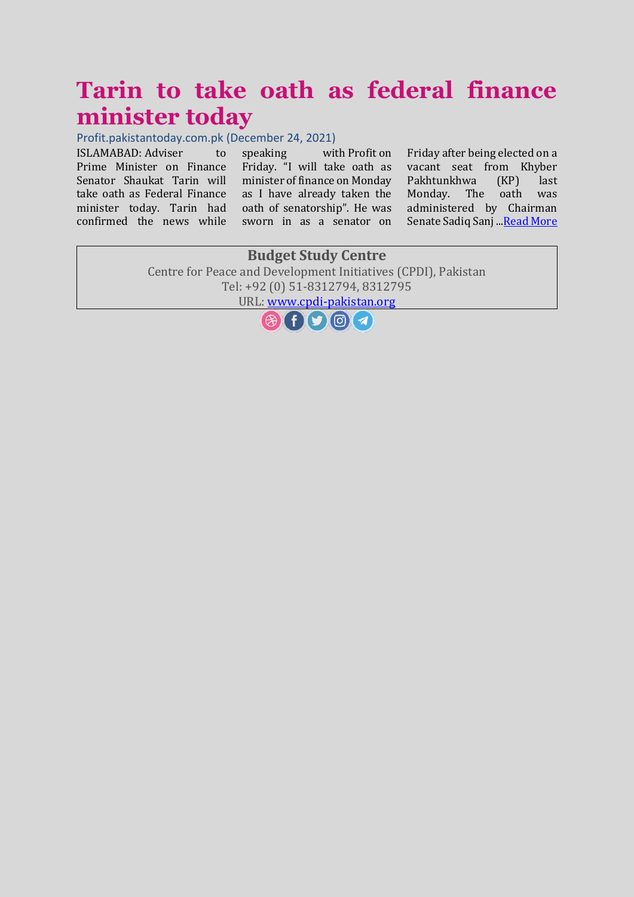# Tarin to take oath as federal finance minister today

Profit.pakistantoday.com.pk (December 24, 2021)

ISLAMABAD: Adviser to Prime Minister on Finance Senator Shaukat Tarin will take oath as Federal Finance minister today. Tarin had confirmed the news while speaking with Profit on Friday. "I will take oath as minister of finance on Monday as I have already taken the oath of senatorship". He was sworn in as a senator on Friday after being elected on a vacant seat from Khyber Pakhtunkhwa (KP) last Monday. The oath was administered by Chairman Senate Sadiq Sanj ...Read More

**Budget Study Centre**
Centre for Peace and Development Initiatives (CPDI), Pakistan
Tel: +92 (0) 51-8312794, 8312795
URL: www.cpdi-pakistan.org